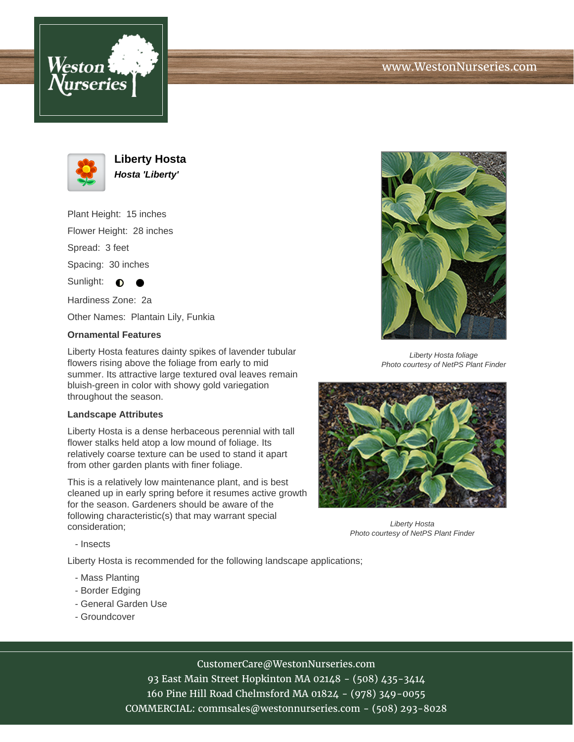# Liberty Hosta

***Hosta 'Liberty'***

Plant Height: 15 inches

Flower Height: 28 inches

Spread: 3 feet

Spacing: 30 inches

Sunlight: ◐ ●

Hardiness Zone: 2a

Other Names: Plantain Lily, Funkia

### Ornamental Features

Liberty Hosta features dainty spikes of lavender tubular flowers rising above the foliage from early to mid summer. Its attractive large textured oval leaves remain bluish-green in color with showy gold variegation throughout the season.

### Landscape Attributes

Liberty Hosta is a dense herbaceous perennial with tall flower stalks held atop a low mound of foliage. Its relatively coarse texture can be used to stand it apart from other garden plants with finer foliage.

This is a relatively low maintenance plant, and is best cleaned up in early spring before it resumes active growth for the season. Gardeners should be aware of the following characteristic(s) that may warrant special consideration;

- Insects

Liberty Hosta is recommended for the following landscape applications;

- Mass Planting
- Border Edging
- General Garden Use
- Groundcover

*Liberty Hosta foliage*
*Photo courtesy of NetPS Plant Finder*

*Liberty Hosta*
*Photo courtesy of NetPS Plant Finder*

CustomerCare@WestonNurseries.com
93 East Main Street Hopkinton MA 02148 - (508) 435-3414
160 Pine Hill Road Chelmsford MA 01824 - (978) 349-0055
COMMERCIAL: commsales@westonnurseries.com - (508) 293-8028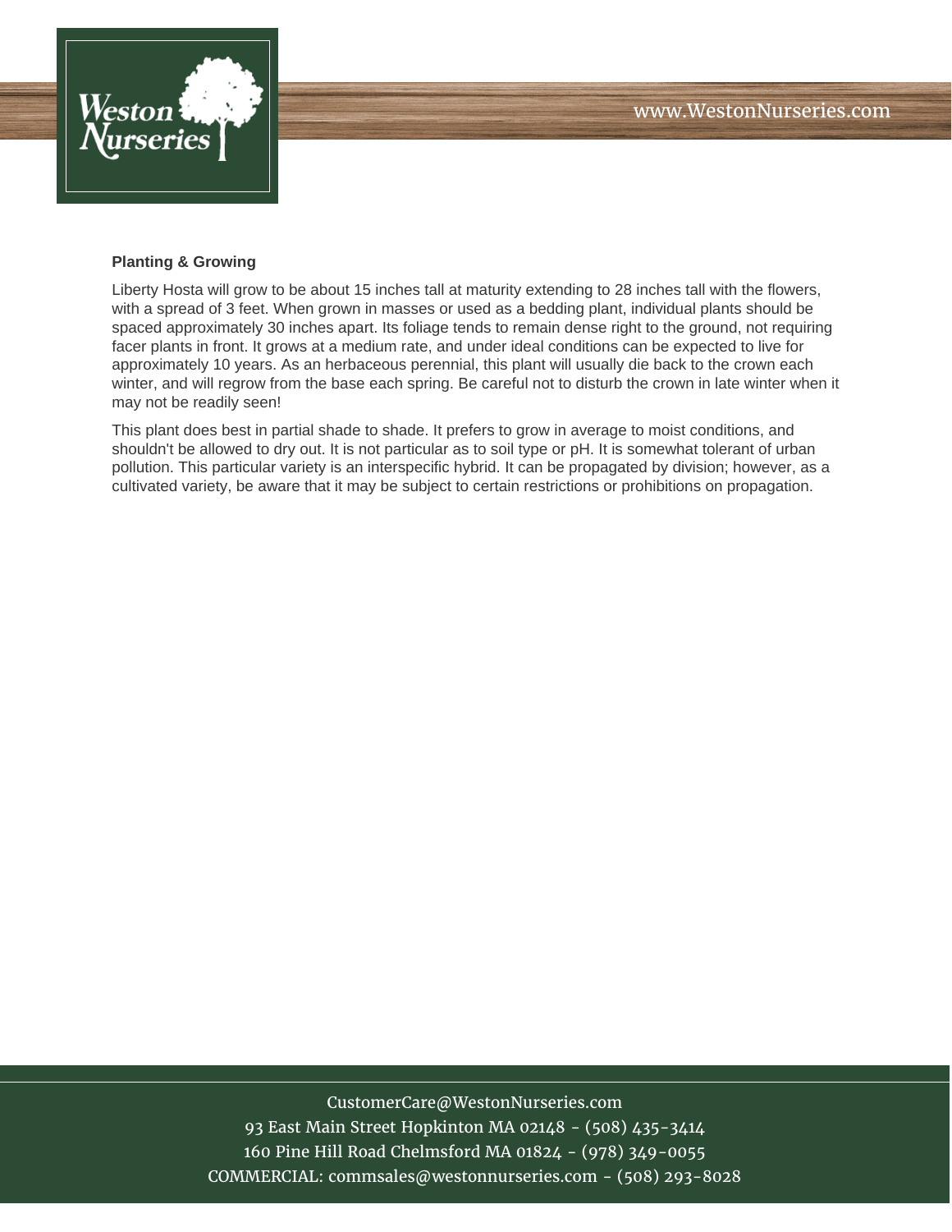### Planting & Growing

Liberty Hosta will grow to be about 15 inches tall at maturity extending to 28 inches tall with the flowers, with a spread of 3 feet. When grown in masses or used as a bedding plant, individual plants should be spaced approximately 30 inches apart. Its foliage tends to remain dense right to the ground, not requiring facer plants in front. It grows at a medium rate, and under ideal conditions can be expected to live for approximately 10 years. As an herbaceous perennial, this plant will usually die back to the crown each winter, and will regrow from the base each spring. Be careful not to disturb the crown in late winter when it may not be readily seen!

This plant does best in partial shade to shade. It prefers to grow in average to moist conditions, and shouldn't be allowed to dry out. It is not particular as to soil type or pH. It is somewhat tolerant of urban pollution. This particular variety is an interspecific hybrid. It can be propagated by division; however, as a cultivated variety, be aware that it may be subject to certain restrictions or prohibitions on propagation.